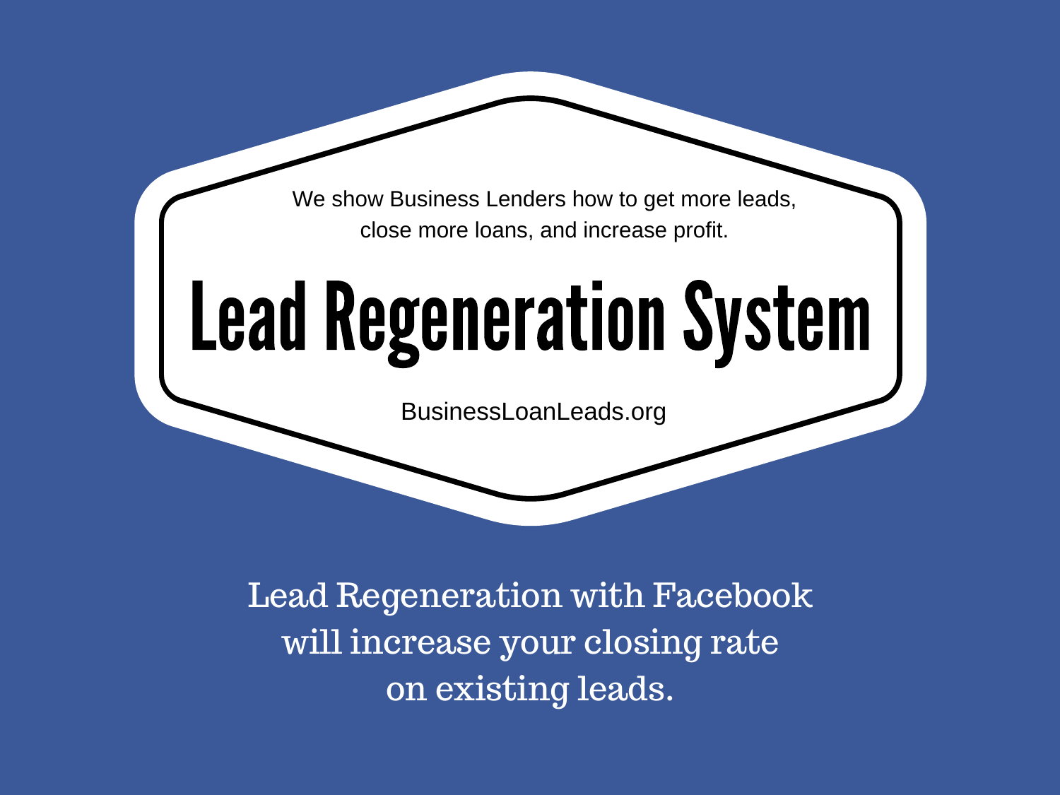We show Business Lenders how to get more leads, close more loans, and increase profit.

# Lead Regeneration System

BusinessLoanLeads.org

Lead Regeneration with Facebook will increase your closing rate on existing leads.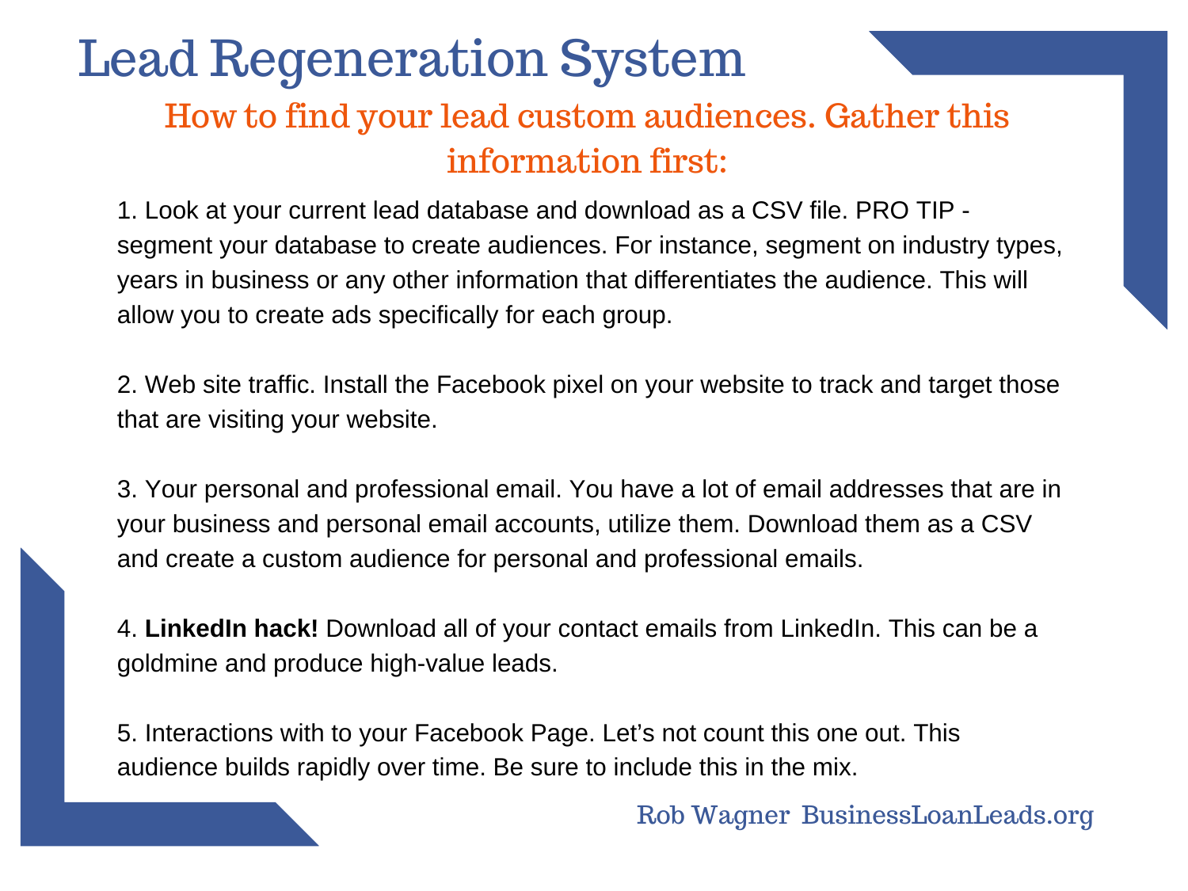# Lead Regeneration System

## How to find your lead custom audiences. Gather this information first:

1. Look at your current lead database and download as a CSV file. PRO TIP - segment your database to create audiences. For instance, segment on industry types, years in business or any other information that differentiates the audience. This will allow you to create ads specifically for each group.

2. Web site traffic. Install the Facebook pixel on your website to track and target those that are visiting your website.

3. Your personal and professional email. You have a lot of email addresses that are in your business and personal email accounts, utilize them. Download them as a CSV and create a custom audience for personal and professional emails.

4. **LinkedIn hack!** Download all of your contact emails from LinkedIn. This can be a goldmine and produce high-value leads.

5. Interactions with to your Facebook Page. Let's not count this one out. This audience builds rapidly over time. Be sure to include this in the mix.

Rob Wagner BusinessLoanLeads.org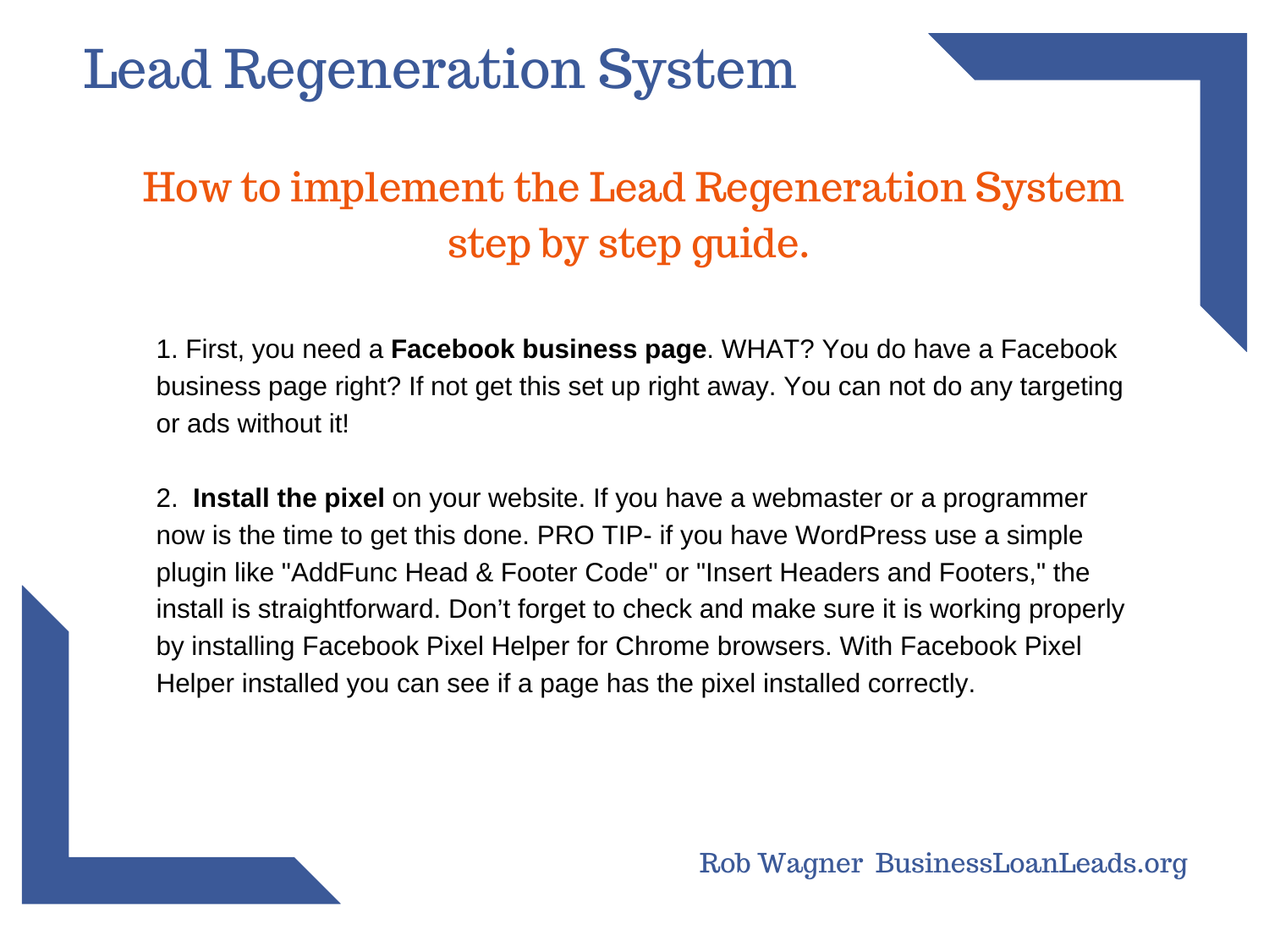# Lead Regeneration System

## How to implement the Lead Regeneration System step by step guide.

1. First, you need a **Facebook business page**. WHAT? You do have a Facebook business page right? If not get this set up right away. You can not do any targeting or ads without it!

2. **Install the pixel** on your website. If you have a webmaster or a programmer now is the time to get this done. PRO TIP- if you have WordPress use a simple plugin like "AddFunc Head & Footer Code" or "Insert Headers and Footers," the install is straightforward. Don't forget to check and make sure it is working properly by installing Facebook Pixel Helper for Chrome browsers. With Facebook Pixel Helper installed you can see if a page has the pixel installed correctly.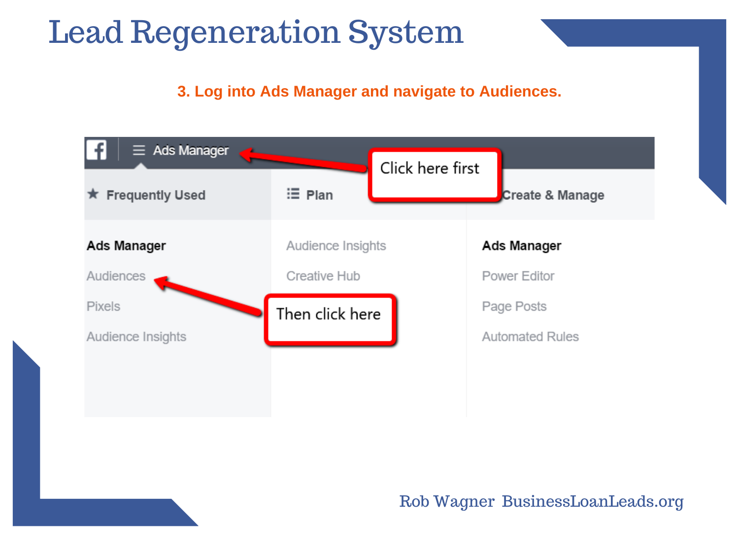# Lead Regeneration System

**3. Log into Ads Manager and navigate to Audiences.**

Ads Manager

Click here first

| ★ Frequently Used | Plan | Create & Manage |
|---|---|---|
| **Ads Manager** | Audience Insights | **Ads Manager** |
| Audiences | Creative Hub | Power Editor |
| Pixels | | Page Posts |
| Audience Insights | | Automated Rules |

Then click here

Rob Wagner BusinessLoanLeads.org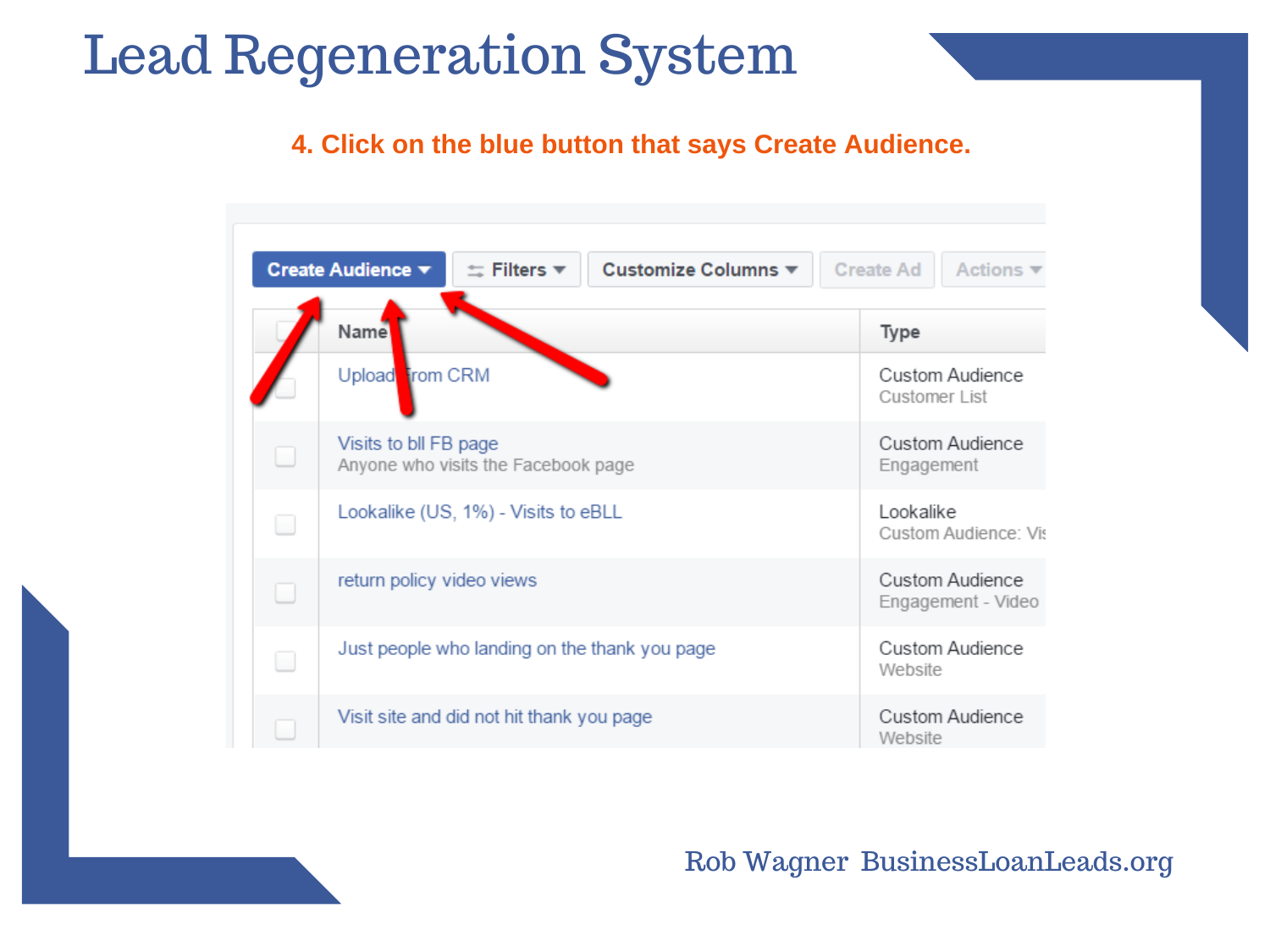# Lead Regeneration System

**4. Click on the blue button that says Create Audience.**

Create Audience ▾ | Filters ▾ | Customize Columns ▾ | Create Ad | Actions ▾

| Name | Type |
|---|---|
| Upload from CRM | Custom Audience<br>Customer List |
| Visits to bll FB page<br>Anyone who visits the Facebook page | Custom Audience<br>Engagement |
| Lookalike (US, 1%) - Visits to eBLL | Lookalike<br>Custom Audience: Vi |
| return policy video views | Custom Audience<br>Engagement - Video |
| Just people who landing on the thank you page | Custom Audience<br>Website |
| Visit site and did not hit thank you page | Custom Audience<br>Website |

Rob Wagner BusinessLoanLeads.org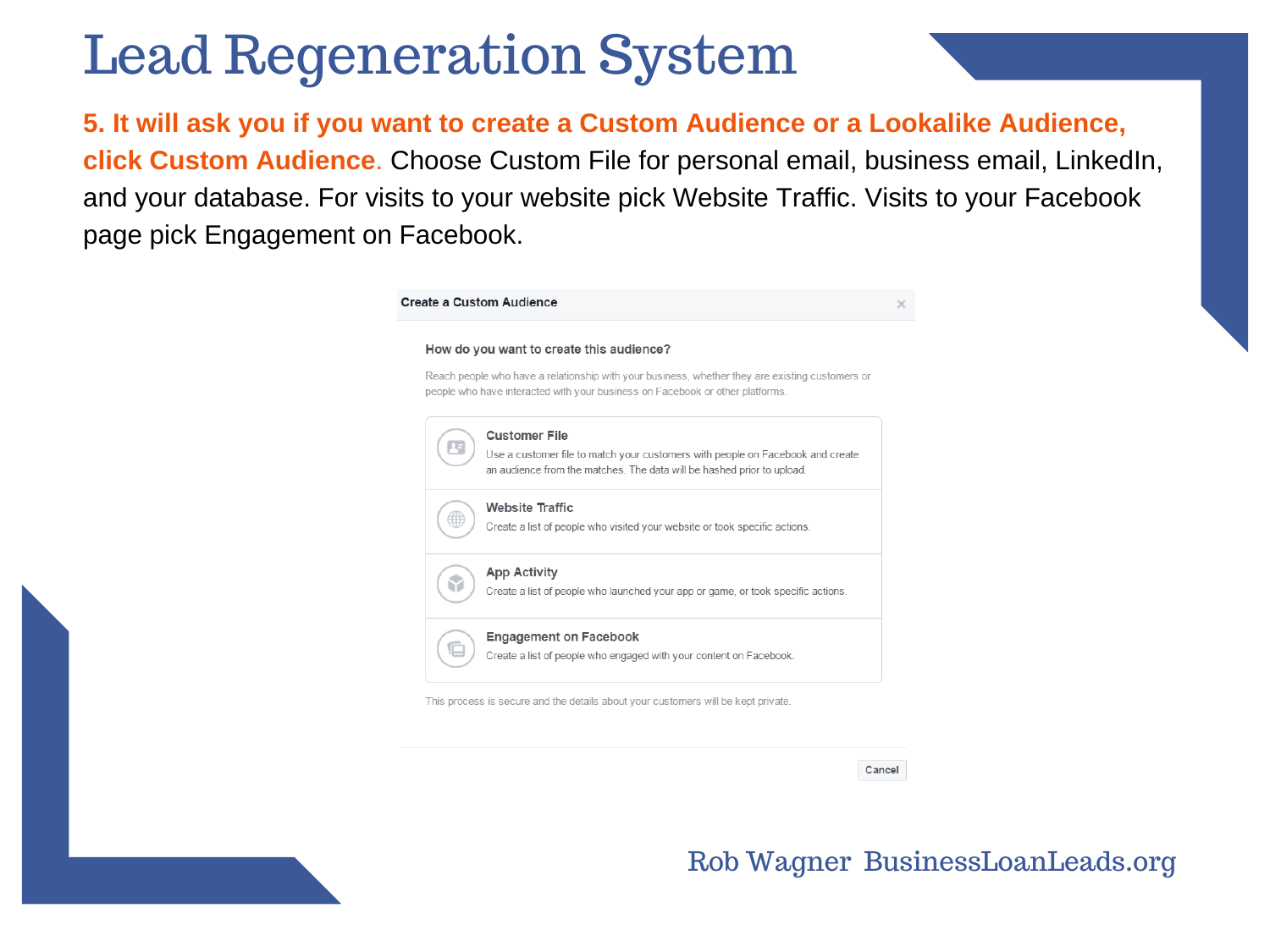# Lead Regeneration System

**5. It will ask you if you want to create a Custom Audience or a Lookalike Audience, click Custom Audience.** Choose Custom File for personal email, business email, LinkedIn, and your database. For visits to your website pick Website Traffic. Visits to your Facebook page pick Engagement on Facebook.

**Create a Custom Audience**

**How do you want to create this audience?**

Reach people who have a relationship with your business, whether they are existing customers or people who have interacted with your business on Facebook or other platforms.

**Customer File**
Use a customer file to match your customers with people on Facebook and create an audience from the matches. The data will be hashed prior to upload.

**Website Traffic**
Create a list of people who visited your website or took specific actions.

**App Activity**
Create a list of people who launched your app or game, or took specific actions.

**Engagement on Facebook**
Create a list of people who engaged with your content on Facebook.

This process is secure and the details about your customers will be kept private.

Cancel

Rob Wagner BusinessLoanLeads.org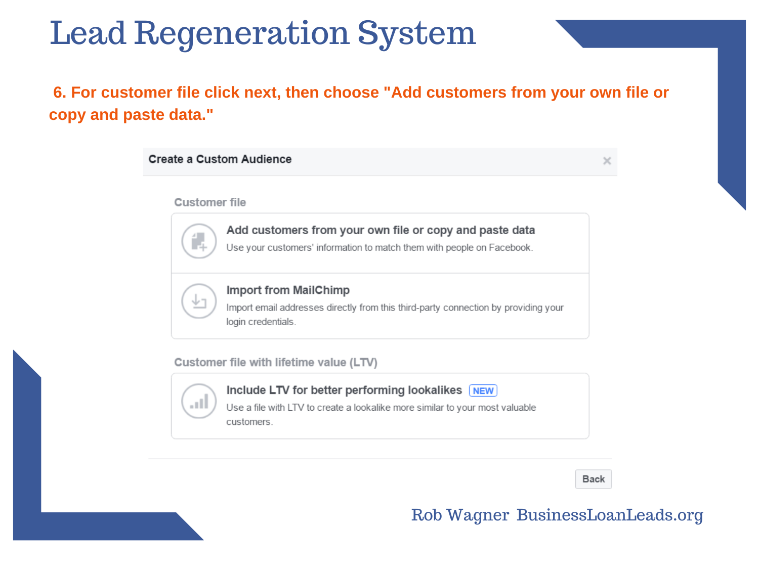# Lead Regeneration System

**6. For customer file click next, then choose "Add customers from your own file or copy and paste data."**

**Create a Custom Audience**

Customer file

**Add customers from your own file or copy and paste data**
Use your customers' information to match them with people on Facebook.

**Import from MailChimp**
Import email addresses directly from this third-party connection by providing your login credentials.

Customer file with lifetime value (LTV)

**Include LTV for better performing lookalikes** NEW
Use a file with LTV to create a lookalike more similar to your most valuable customers.

Back

Rob Wagner BusinessLoanLeads.org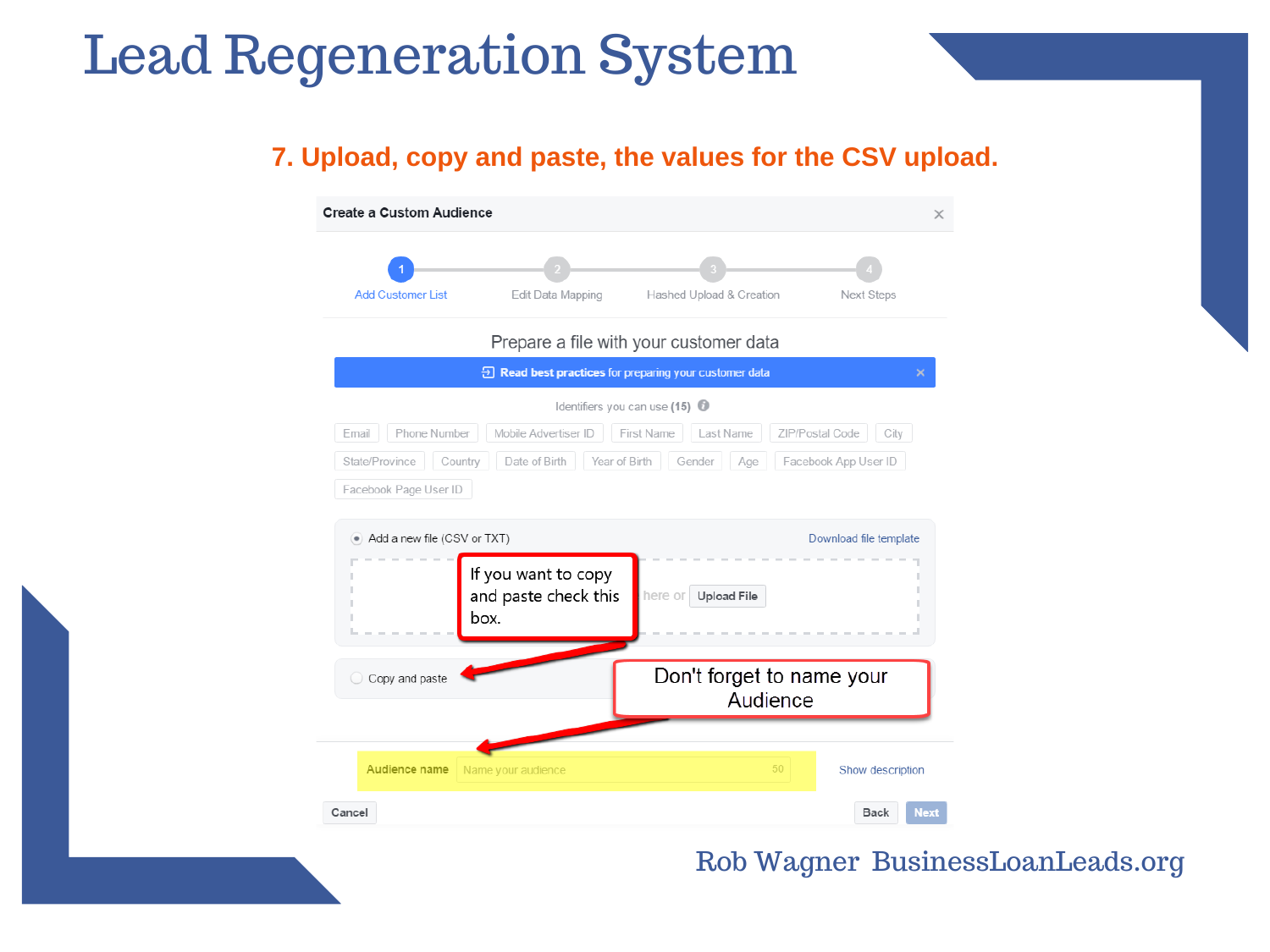# Lead Regeneration System

## 7. Upload, copy and paste, the values for the CSV upload.

**Create a Custom Audience**

1 Add Customer List — 2 Edit Data Mapping — 3 Hashed Upload & Creation — 4 Next Steps

Prepare a file with your customer data

**Read best practices** for preparing your customer data

Identifiers you can use **(15)**

Email | Phone Number | Mobile Advertiser ID | First Name | Last Name | ZIP/Postal Code | City | State/Province | Country | Date of Birth | Year of Birth | Gender | Age | Facebook App User ID | Facebook Page User ID

Add a new file (CSV or TXT) — Download file template

here or Upload File

If you want to copy and paste check this box.

Copy and paste

Don't forget to name your Audience

Audience name: Name your audience (50)

Show description

Cancel — Back — Next

Rob Wagner BusinessLoanLeads.org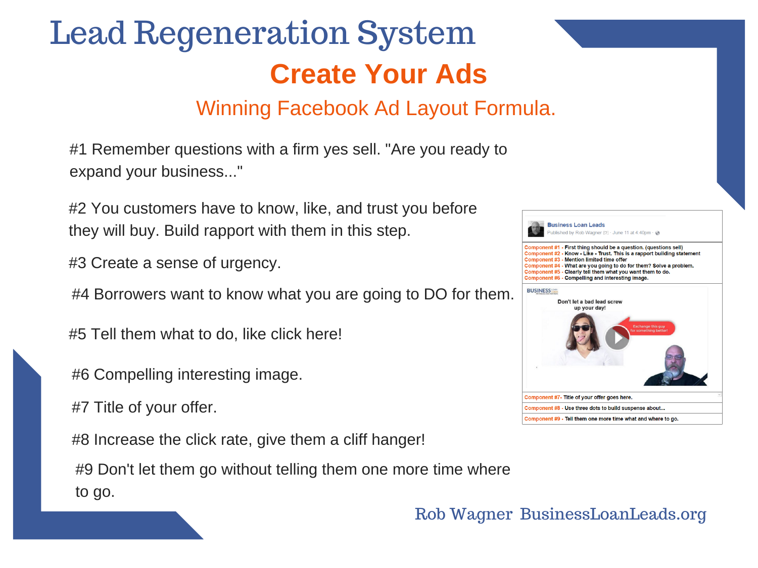# Lead Regeneration System

## Create Your Ads

### Winning Facebook Ad Layout Formula.

#1 Remember questions with a firm yes sell. "Are you ready to expand your business..."

#2 You customers have to know, like, and trust you before they will buy. Build rapport with them in this step.

#3 Create a sense of urgency.

#4 Borrowers want to know what you are going to DO for them.

#5 Tell them what to do, like click here!

#6 Compelling interesting image.

#7 Title of your offer.

#8 Increase the click rate, give them a cliff hanger!

#9 Don't let them go without telling them one more time where to go.

Business Loan Leads
Published by Rob Wagner [?] · June 11 at 4:40pm ·

Component #1 - First thing should be a question. (questions sell)
Component #2 - Know - Like - Trust. This is a rapport building statement
Component #3 - Mention limited time offer
Component #4 - What are you going to do for them? Solve a problem.
Component #5 - Clearly tell them what you want them to do.
Component #6 - Compelling and interesting image.

Don't let a bad lead screw up your day!

Exchange this guy for something better!

Component #7- Title of your offer goes here.
Component #8 - Use three dots to build suspense about...
Component #9 - Tell them one more time what and where to go.

Rob Wagner BusinessLoanLeads.org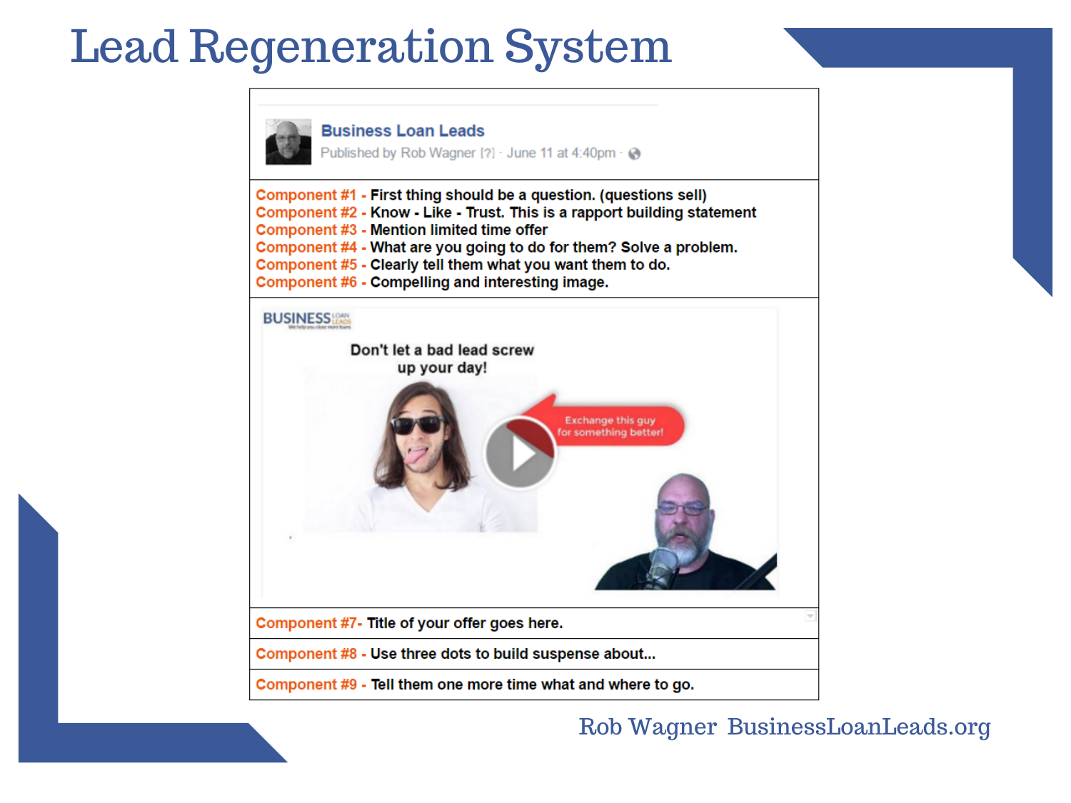# Lead Regeneration System

**Business Loan Leads**
Published by Rob Wagner [?] · June 11 at 4:40pm ·

**Component #1 -** First thing should be a question. (questions sell)
**Component #2 -** Know - Like - Trust. This is a rapport building statement
**Component #3 -** Mention limited time offer
**Component #4 -** What are you going to do for them? Solve a problem.
**Component #5 -** Clearly tell them what you want them to do.
**Component #6 -** Compelling and interesting image.

BUSINESS LOAN LEADS

Don't let a bad lead screw up your day!

Exchange this guy for something better!

**Component #7-** Title of your offer goes here.

**Component #8 -** Use three dots to build suspense about...

**Component #9 -** Tell them one more time what and where to go.

Rob Wagner BusinessLoanLeads.org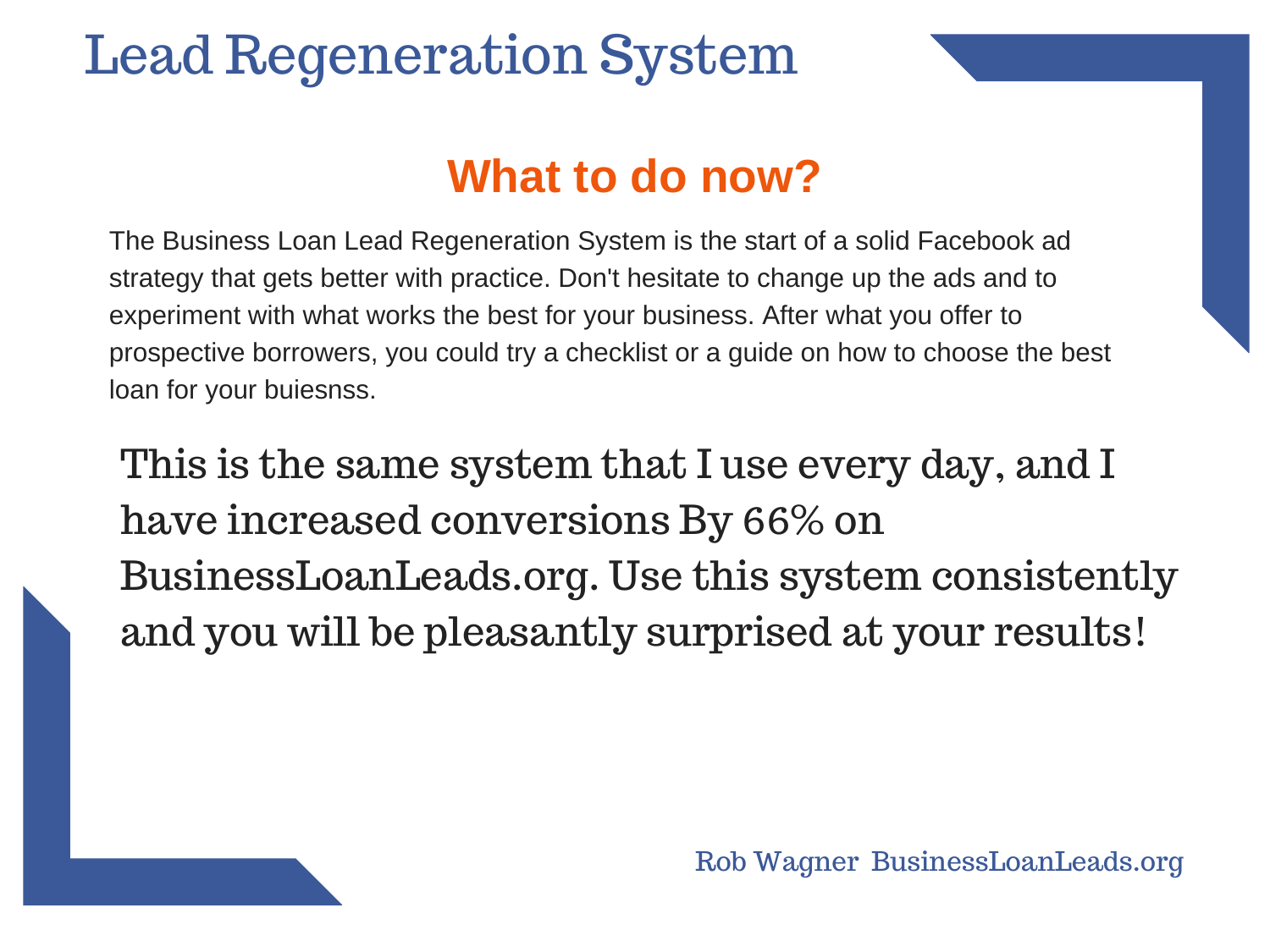# Lead Regeneration System

## What to do now?

The Business Loan Lead Regeneration System is the start of a solid Facebook ad strategy that gets better with practice. Don't hesitate to change up the ads and to experiment with what works the best for your business. After what you offer to prospective borrowers, you could try a checklist or a guide on how to choose the best loan for your buiesnss.

This is the same system that I use every day, and I have increased conversions By 66% on BusinessLoanLeads.org. Use this system consistently and you will be pleasantly surprised at your results!

Rob Wagner BusinessLoanLeads.org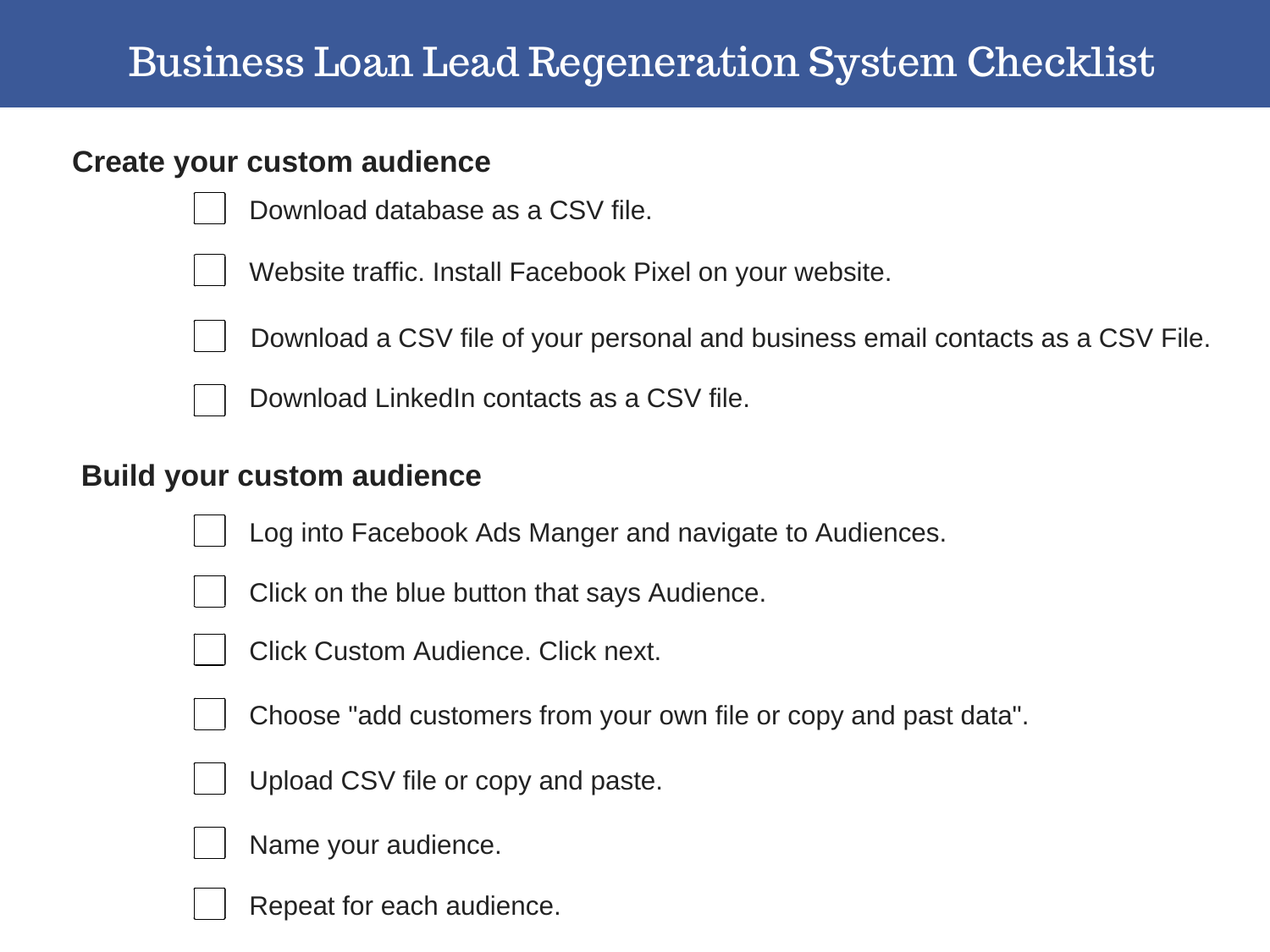# Business Loan Lead Regeneration System Checklist

## Create your custom audience

- [ ] Download database as a CSV file.
- [ ] Website traffic. Install Facebook Pixel on your website.
- [ ] Download a CSV file of your personal and business email contacts as a CSV File.
- [ ] Download LinkedIn contacts as a CSV file.

## Build your custom audience

- [ ] Log into Facebook Ads Manger and navigate to Audiences.
- [ ] Click on the blue button that says Audience.
- [ ] Click Custom Audience. Click next.
- [ ] Choose "add customers from your own file or copy and past data".
- [ ] Upload CSV file or copy and paste.
- [ ] Name your audience.
- [ ] Repeat for each audience.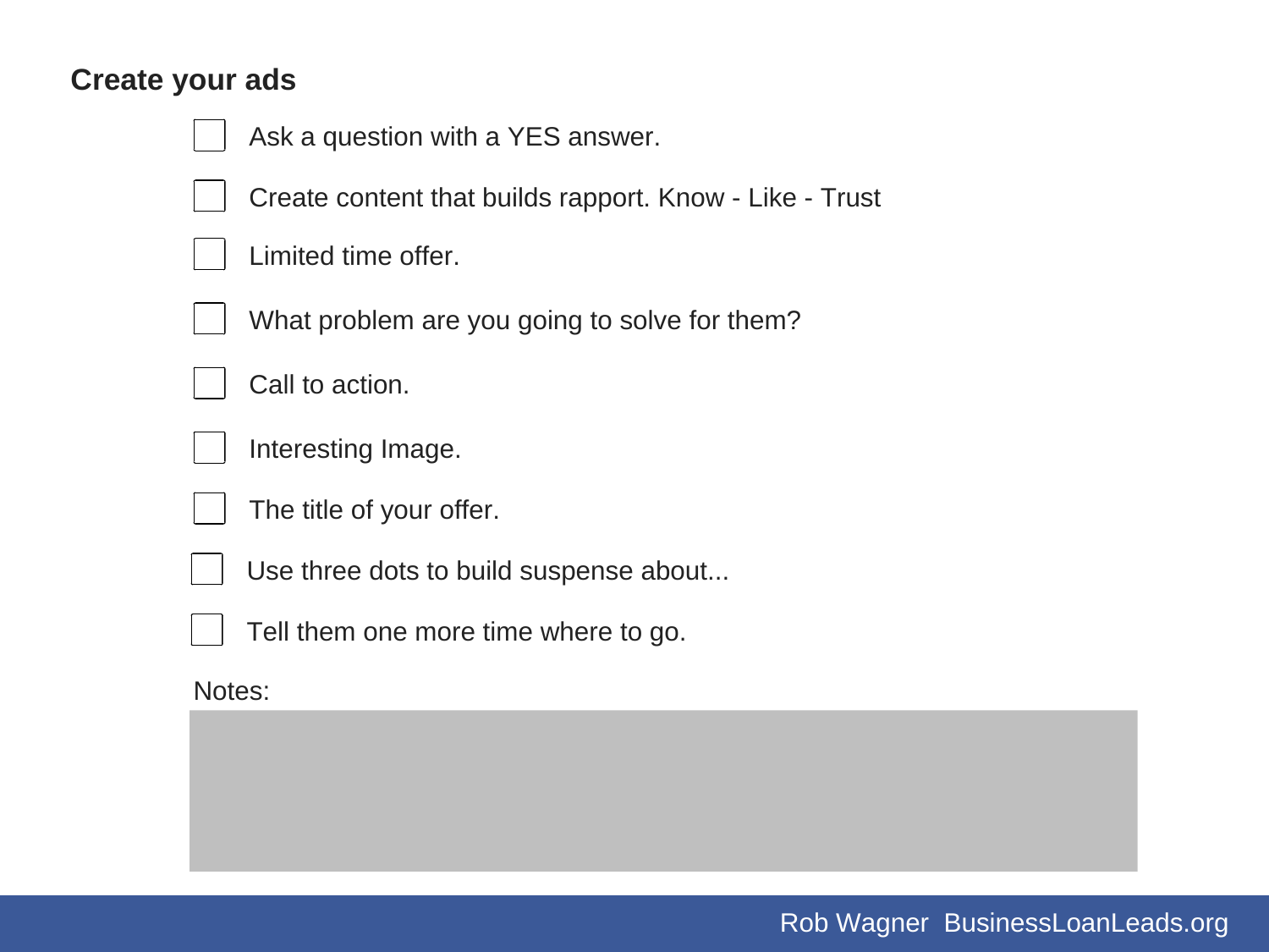## Create your ads

- [ ] Ask a question with a YES answer.
- [ ] Create content that builds rapport. Know - Like - Trust
- [ ] Limited time offer.
- [ ] What problem are you going to solve for them?
- [ ] Call to action.
- [ ] Interesting Image.
- [ ] The title of your offer.
- [ ] Use three dots to build suspense about...
- [ ] Tell them one more time where to go.

Notes: